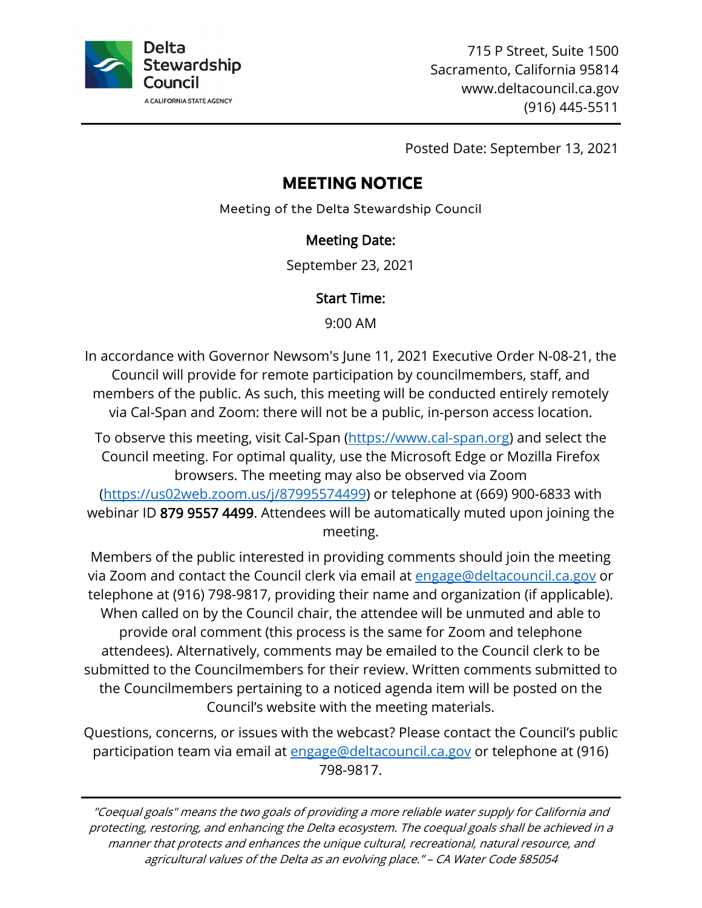Delta Stewardship Council
A CALIFORNIA STATE AGENCY

715 P Street, Suite 1500
Sacramento, California 95814
www.deltacouncil.ca.gov
(916) 445-5511

Posted Date: September 13, 2021

# MEETING NOTICE

Meeting of the Delta Stewardship Council

**Meeting Date:**

September 23, 2021

**Start Time:**

9:00 AM

In accordance with Governor Newsom's June 11, 2021 Executive Order N-08-21, the Council will provide for remote participation by councilmembers, staff, and members of the public. As such, this meeting will be conducted entirely remotely via Cal-Span and Zoom: there will not be a public, in-person access location.

To observe this meeting, visit Cal-Span (https://www.cal-span.org) and select the Council meeting. For optimal quality, use the Microsoft Edge or Mozilla Firefox browsers. The meeting may also be observed via Zoom (https://us02web.zoom.us/j/87995574499) or telephone at (669) 900-6833 with webinar ID 879 9557 4499. Attendees will be automatically muted upon joining the meeting.

Members of the public interested in providing comments should join the meeting via Zoom and contact the Council clerk via email at engage@deltacouncil.ca.gov or telephone at (916) 798-9817, providing their name and organization (if applicable). When called on by the Council chair, the attendee will be unmuted and able to provide oral comment (this process is the same for Zoom and telephone attendees). Alternatively, comments may be emailed to the Council clerk to be submitted to the Councilmembers for their review. Written comments submitted to the Councilmembers pertaining to a noticed agenda item will be posted on the Council's website with the meeting materials.

Questions, concerns, or issues with the webcast? Please contact the Council's public participation team via email at engage@deltacouncil.ca.gov or telephone at (916) 798-9817.

---

*"Coequal goals" means the two goals of providing a more reliable water supply for California and protecting, restoring, and enhancing the Delta ecosystem. The coequal goals shall be achieved in a manner that protects and enhances the unique cultural, recreational, natural resource, and agricultural values of the Delta as an evolving place." – CA Water Code §85054*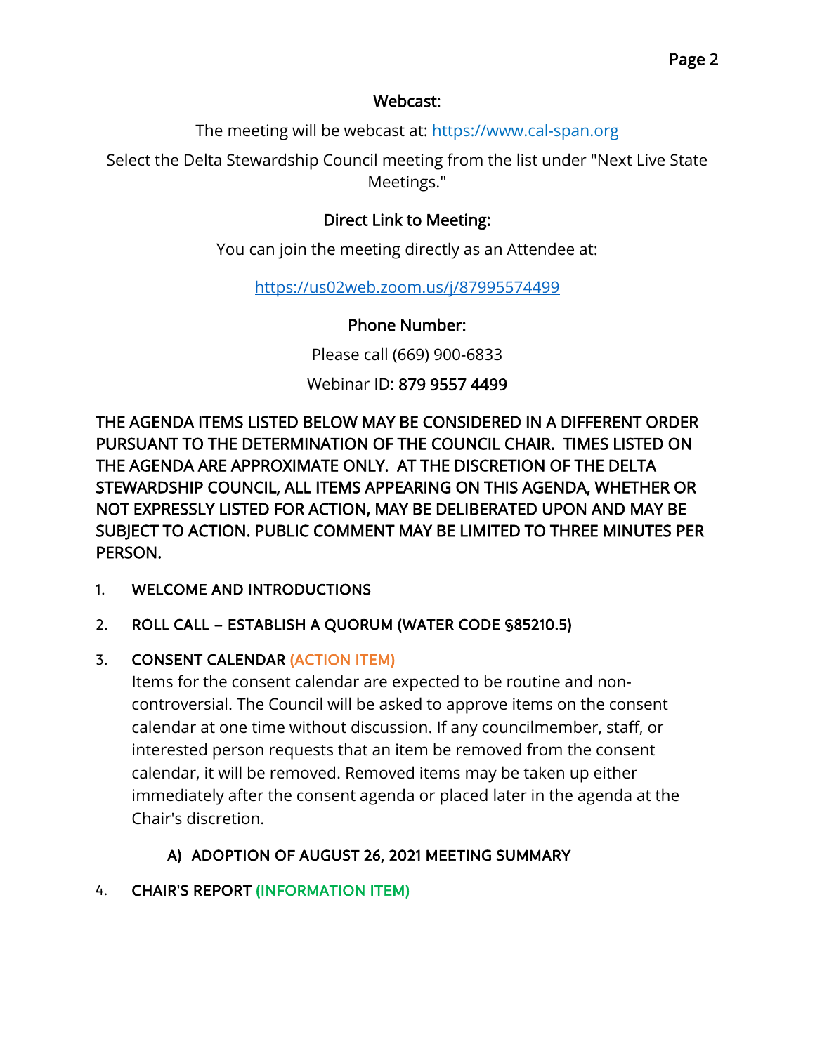**Webcast:**

The meeting will be webcast at: [https://www.cal-span.org](https://www.cal-span.org)

Select the Delta Stewardship Council meeting from the list under "Next Live State Meetings."

**Direct Link to Meeting:**

You can join the meeting directly as an Attendee at:

[https://us02web.zoom.us/j/87995574499](https://us02web.zoom.us/j/87995574499)

**Phone Number:**

Please call (669) 900-6833

Webinar ID: **879 9557 4499**

**THE AGENDA ITEMS LISTED BELOW MAY BE CONSIDERED IN A DIFFERENT ORDER PURSUANT TO THE DETERMINATION OF THE COUNCIL CHAIR. TIMES LISTED ON THE AGENDA ARE APPROXIMATE ONLY. AT THE DISCRETION OF THE DELTA STEWARDSHIP COUNCIL, ALL ITEMS APPEARING ON THIS AGENDA, WHETHER OR NOT EXPRESSLY LISTED FOR ACTION, MAY BE DELIBERATED UPON AND MAY BE SUBJECT TO ACTION. PUBLIC COMMENT MAY BE LIMITED TO THREE MINUTES PER PERSON.**

---

1. **WELCOME AND INTRODUCTIONS**

2. **ROLL CALL – ESTABLISH A QUORUM (WATER CODE §85210.5)**

3. **CONSENT CALENDAR (ACTION ITEM)**

   Items for the consent calendar are expected to be routine and non-controversial. The Council will be asked to approve items on the consent calendar at one time without discussion. If any councilmember, staff, or interested person requests that an item be removed from the consent calendar, it will be removed. Removed items may be taken up either immediately after the consent agenda or placed later in the agenda at the Chair's discretion.

   A) **ADOPTION OF AUGUST 26, 2021 MEETING SUMMARY**

4. **CHAIR'S REPORT (INFORMATION ITEM)**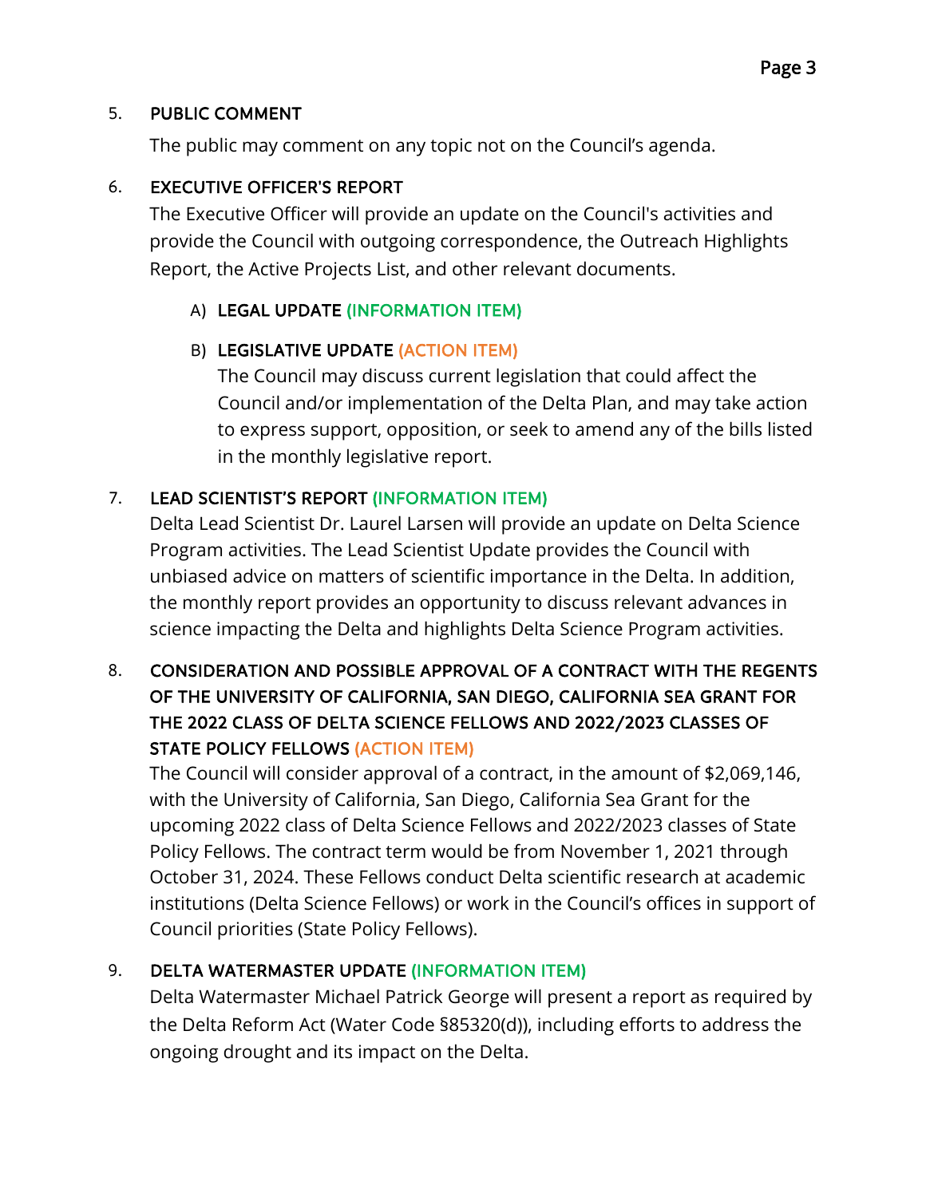5. **PUBLIC COMMENT**

   The public may comment on any topic not on the Council's agenda.

6. **EXECUTIVE OFFICER'S REPORT**

   The Executive Officer will provide an update on the Council's activities and provide the Council with outgoing correspondence, the Outreach Highlights Report, the Active Projects List, and other relevant documents.

   A) **LEGAL UPDATE (INFORMATION ITEM)**

   B) **LEGISLATIVE UPDATE (ACTION ITEM)**

      The Council may discuss current legislation that could affect the Council and/or implementation of the Delta Plan, and may take action to express support, opposition, or seek to amend any of the bills listed in the monthly legislative report.

7. **LEAD SCIENTIST'S REPORT (INFORMATION ITEM)**

   Delta Lead Scientist Dr. Laurel Larsen will provide an update on Delta Science Program activities. The Lead Scientist Update provides the Council with unbiased advice on matters of scientific importance in the Delta. In addition, the monthly report provides an opportunity to discuss relevant advances in science impacting the Delta and highlights Delta Science Program activities.

8. **CONSIDERATION AND POSSIBLE APPROVAL OF A CONTRACT WITH THE REGENTS OF THE UNIVERSITY OF CALIFORNIA, SAN DIEGO, CALIFORNIA SEA GRANT FOR THE 2022 CLASS OF DELTA SCIENCE FELLOWS AND 2022/2023 CLASSES OF STATE POLICY FELLOWS (ACTION ITEM)**

   The Council will consider approval of a contract, in the amount of $2,069,146, with the University of California, San Diego, California Sea Grant for the upcoming 2022 class of Delta Science Fellows and 2022/2023 classes of State Policy Fellows. The contract term would be from November 1, 2021 through October 31, 2024. These Fellows conduct Delta scientific research at academic institutions (Delta Science Fellows) or work in the Council's offices in support of Council priorities (State Policy Fellows).

9. **DELTA WATERMASTER UPDATE (INFORMATION ITEM)**

   Delta Watermaster Michael Patrick George will present a report as required by the Delta Reform Act (Water Code §85320(d)), including efforts to address the ongoing drought and its impact on the Delta.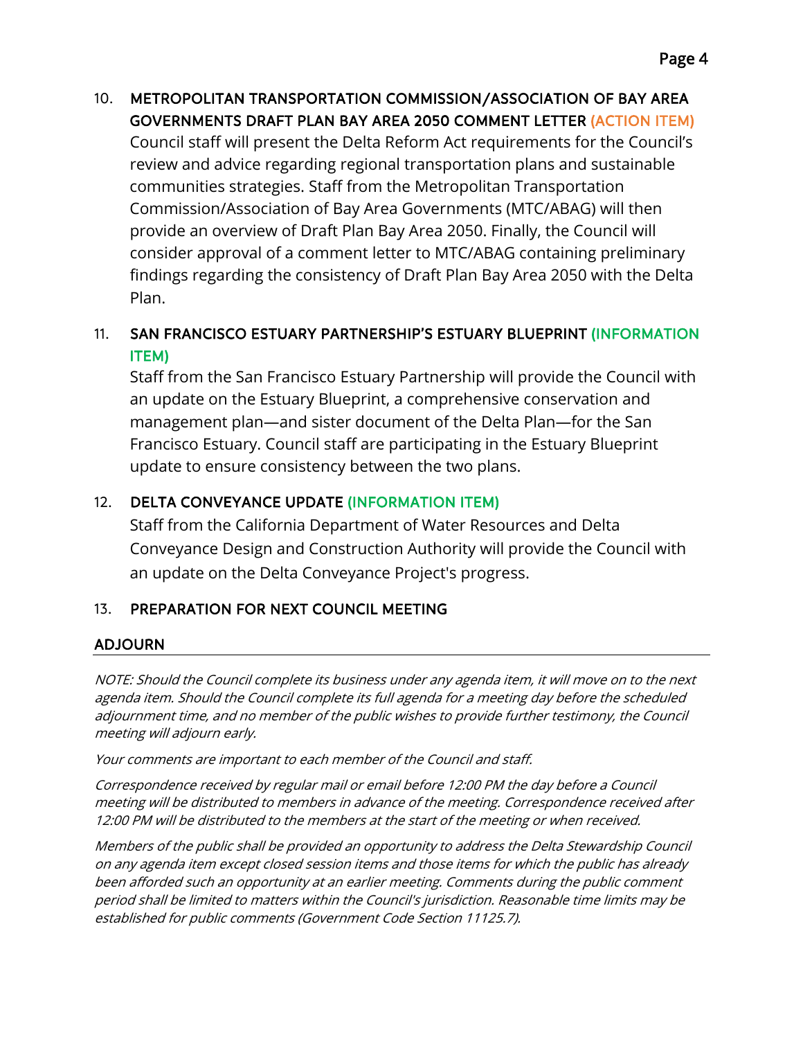10. **METROPOLITAN TRANSPORTATION COMMISSION/ASSOCIATION OF BAY AREA GOVERNMENTS DRAFT PLAN BAY AREA 2050 COMMENT LETTER (ACTION ITEM)**
    Council staff will present the Delta Reform Act requirements for the Council's review and advice regarding regional transportation plans and sustainable communities strategies. Staff from the Metropolitan Transportation Commission/Association of Bay Area Governments (MTC/ABAG) will then provide an overview of Draft Plan Bay Area 2050. Finally, the Council will consider approval of a comment letter to MTC/ABAG containing preliminary findings regarding the consistency of Draft Plan Bay Area 2050 with the Delta Plan.

11. **SAN FRANCISCO ESTUARY PARTNERSHIP'S ESTUARY BLUEPRINT (INFORMATION ITEM)**
    Staff from the San Francisco Estuary Partnership will provide the Council with an update on the Estuary Blueprint, a comprehensive conservation and management plan—and sister document of the Delta Plan—for the San Francisco Estuary. Council staff are participating in the Estuary Blueprint update to ensure consistency between the two plans.

12. **DELTA CONVEYANCE UPDATE (INFORMATION ITEM)**
    Staff from the California Department of Water Resources and Delta Conveyance Design and Construction Authority will provide the Council with an update on the Delta Conveyance Project's progress.

13. **PREPARATION FOR NEXT COUNCIL MEETING**

## ADJOURN

*NOTE: Should the Council complete its business under any agenda item, it will move on to the next agenda item. Should the Council complete its full agenda for a meeting day before the scheduled adjournment time, and no member of the public wishes to provide further testimony, the Council meeting will adjourn early.*

*Your comments are important to each member of the Council and staff.*

*Correspondence received by regular mail or email before 12:00 PM the day before a Council meeting will be distributed to members in advance of the meeting. Correspondence received after 12:00 PM will be distributed to the members at the start of the meeting or when received.*

*Members of the public shall be provided an opportunity to address the Delta Stewardship Council on any agenda item except closed session items and those items for which the public has already been afforded such an opportunity at an earlier meeting. Comments during the public comment period shall be limited to matters within the Council's jurisdiction. Reasonable time limits may be established for public comments (Government Code Section 11125.7).*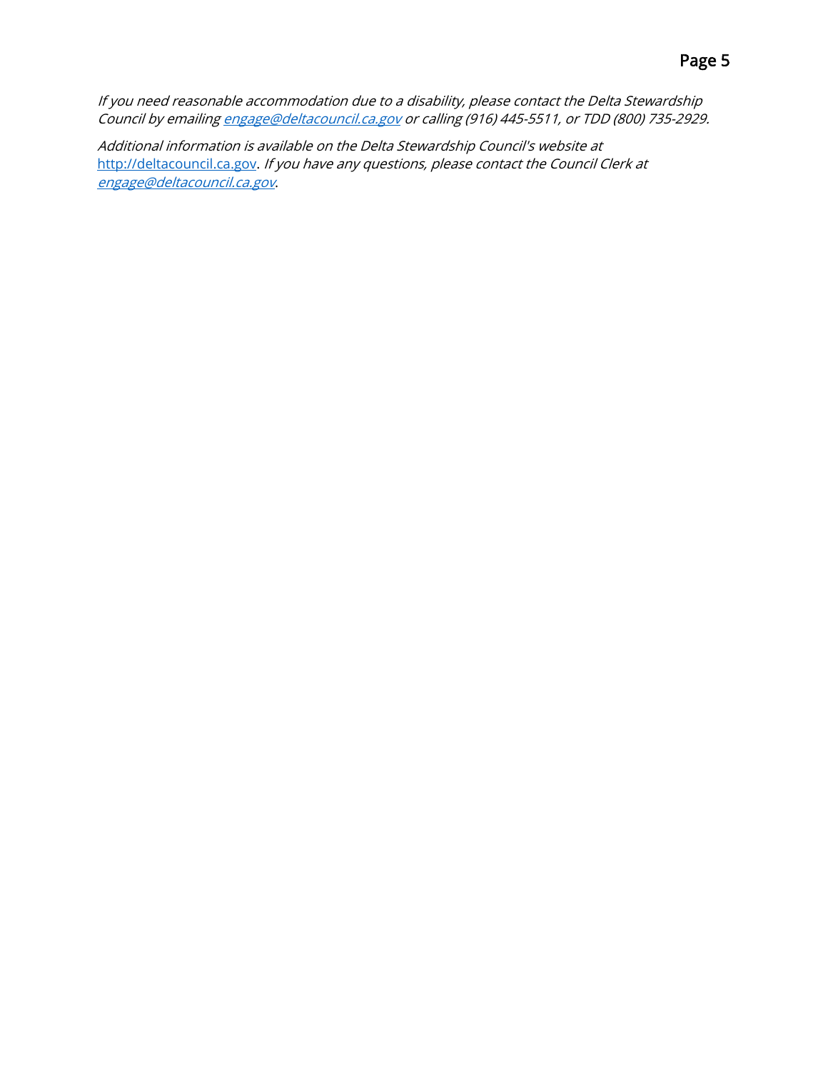*If you need reasonable accommodation due to a disability, please contact the Delta Stewardship Council by emailing engage@deltacouncil.ca.gov or calling (916) 445-5511, or TDD (800) 735-2929.*

*Additional information is available on the Delta Stewardship Council's website at* http://deltacouncil.ca.gov. *If you have any questions, please contact the Council Clerk at engage@deltacouncil.ca.gov.*